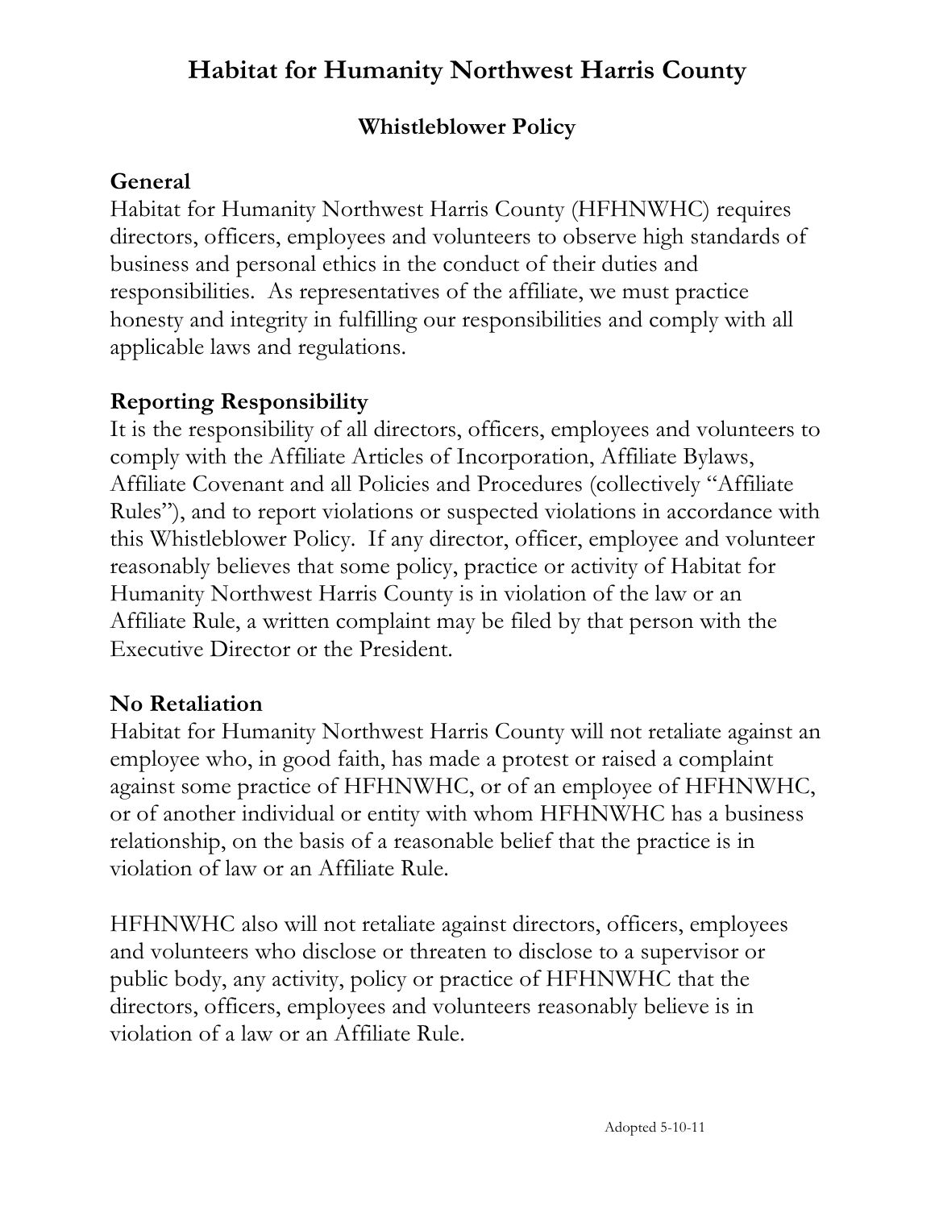# Habitat for Humanity Northwest Harris County

## Whistleblower Policy

### General

Habitat for Humanity Northwest Harris County (HFHNWHC) requires directors, officers, employees and volunteers to observe high standards of business and personal ethics in the conduct of their duties and responsibilities. As representatives of the affiliate, we must practice honesty and integrity in fulfilling our responsibilities and comply with all applicable laws and regulations.

### Reporting Responsibility

It is the responsibility of all directors, officers, employees and volunteers to comply with the Affiliate Articles of Incorporation, Affiliate Bylaws, Affiliate Covenant and all Policies and Procedures (collectively "Affiliate Rules"), and to report violations or suspected violations in accordance with this Whistleblower Policy. If any director, officer, employee and volunteer reasonably believes that some policy, practice or activity of Habitat for Humanity Northwest Harris County is in violation of the law or an Affiliate Rule, a written complaint may be filed by that person with the Executive Director or the President.

### No Retaliation

Habitat for Humanity Northwest Harris County will not retaliate against an employee who, in good faith, has made a protest or raised a complaint against some practice of HFHNWHC, or of an employee of HFHNWHC, or of another individual or entity with whom HFHNWHC has a business relationship, on the basis of a reasonable belief that the practice is in violation of law or an Affiliate Rule.

HFHNWHC also will not retaliate against directors, officers, employees and volunteers who disclose or threaten to disclose to a supervisor or public body, any activity, policy or practice of HFHNWHC that the directors, officers, employees and volunteers reasonably believe is in violation of a law or an Affiliate Rule.

Adopted 5-10-11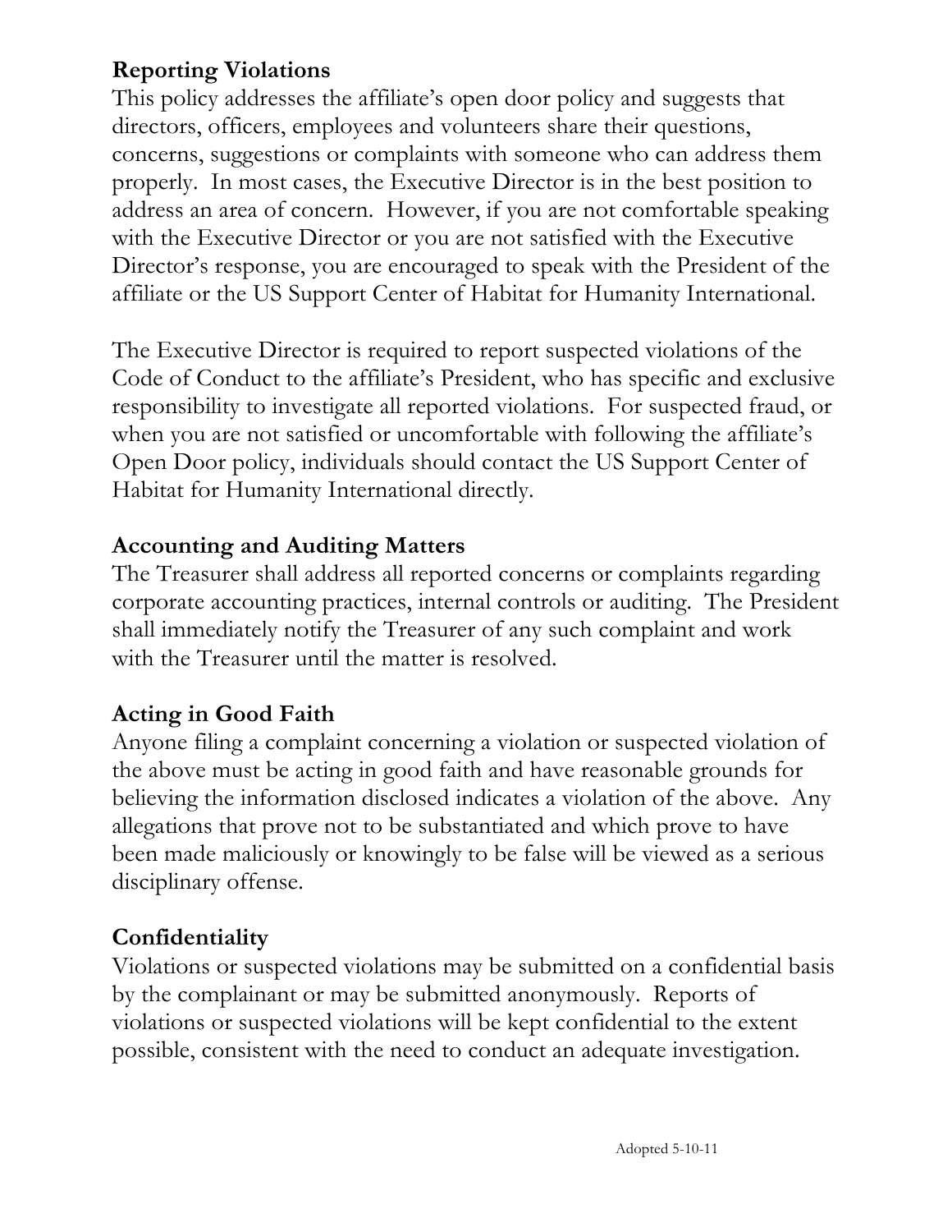## Reporting Violations

This policy addresses the affiliate's open door policy and suggests that directors, officers, employees and volunteers share their questions, concerns, suggestions or complaints with someone who can address them properly. In most cases, the Executive Director is in the best position to address an area of concern. However, if you are not comfortable speaking with the Executive Director or you are not satisfied with the Executive Director's response, you are encouraged to speak with the President of the affiliate or the US Support Center of Habitat for Humanity International.

The Executive Director is required to report suspected violations of the Code of Conduct to the affiliate's President, who has specific and exclusive responsibility to investigate all reported violations. For suspected fraud, or when you are not satisfied or uncomfortable with following the affiliate's Open Door policy, individuals should contact the US Support Center of Habitat for Humanity International directly.

## Accounting and Auditing Matters

The Treasurer shall address all reported concerns or complaints regarding corporate accounting practices, internal controls or auditing. The President shall immediately notify the Treasurer of any such complaint and work with the Treasurer until the matter is resolved.

## Acting in Good Faith

Anyone filing a complaint concerning a violation or suspected violation of the above must be acting in good faith and have reasonable grounds for believing the information disclosed indicates a violation of the above. Any allegations that prove not to be substantiated and which prove to have been made maliciously or knowingly to be false will be viewed as a serious disciplinary offense.

## Confidentiality

Violations or suspected violations may be submitted on a confidential basis by the complainant or may be submitted anonymously. Reports of violations or suspected violations will be kept confidential to the extent possible, consistent with the need to conduct an adequate investigation.

Adopted 5-10-11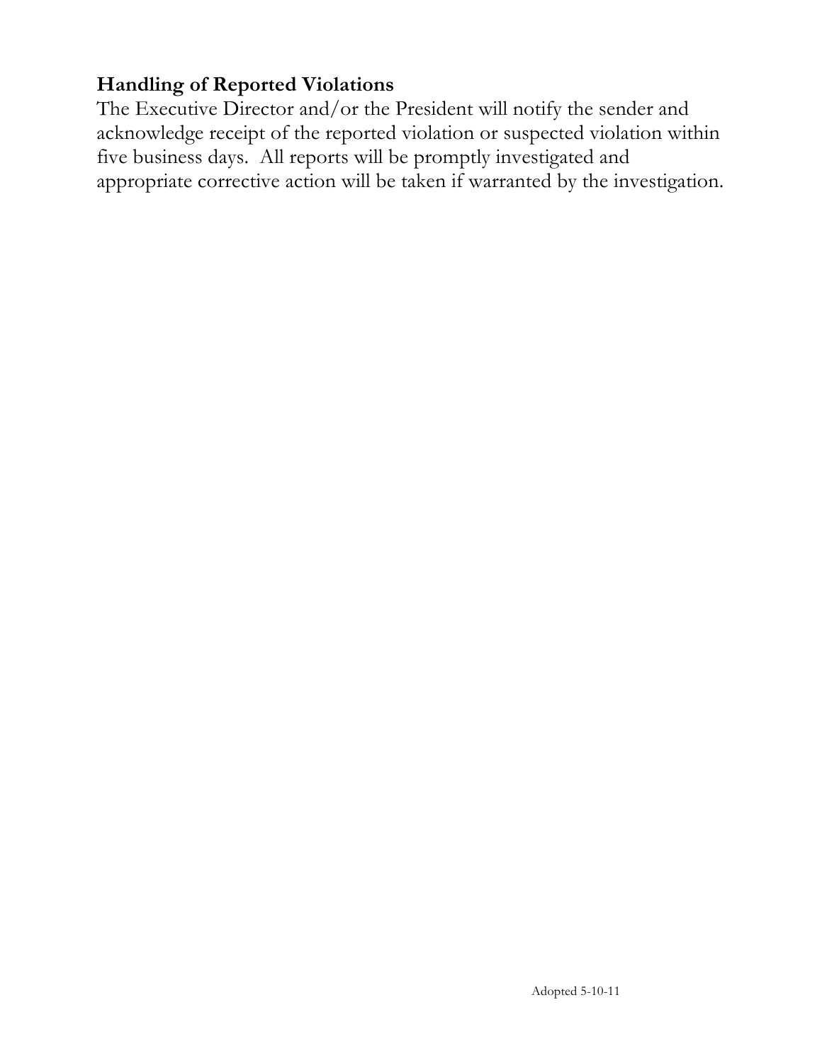## Handling of Reported Violations

The Executive Director and/or the President will notify the sender and acknowledge receipt of the reported violation or suspected violation within five business days. All reports will be promptly investigated and appropriate corrective action will be taken if warranted by the investigation.

Adopted 5-10-11